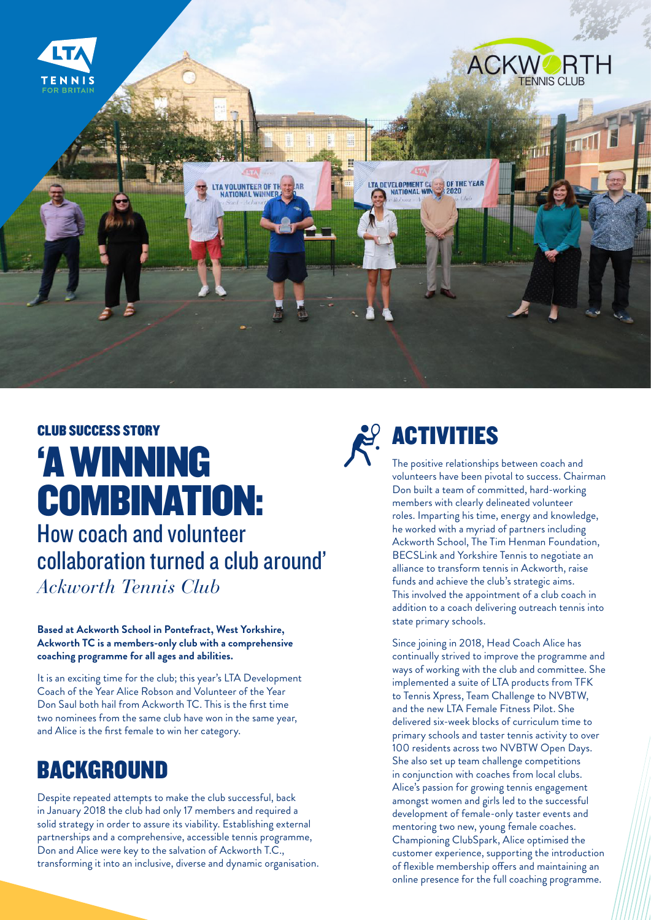CLUB SUCCESS STORY

# 'A WINNING COMBINATION:

## How coach and volunteer collaboration turned a club around'

*Ackworth Tennis Club*

**Based at Ackworth School in Pontefract, West Yorkshire, Ackworth TC is a members-only club with a comprehensive coaching programme for all ages and abilities.**

It is an exciting time for the club; this year's LTA Development Coach of the Year Alice Robson and Volunteer of the Year Don Saul both hail from Ackworth TC. This is the first time two nominees from the same club have won in the same year, and Alice is the first female to win her category.

## BACKGROUND

Despite repeated attempts to make the club successful, back in January 2018 the club had only 17 members and required a solid strategy in order to assure its viability. Establishing external partnerships and a comprehensive, accessible tennis programme, Don and Alice were key to the salvation of Ackworth T.C., transforming it into an inclusive, diverse and dynamic organisation.

## ACTIVITIES

The positive relationships between coach and volunteers have been pivotal to success. Chairman Don built a team of committed, hard-working members with clearly delineated volunteer roles. Imparting his time, energy and knowledge, he worked with a myriad of partners including Ackworth School, The Tim Henman Foundation, BECSLink and Yorkshire Tennis to negotiate an alliance to transform tennis in Ackworth, raise funds and achieve the club's strategic aims. This involved the appointment of a club coach in addition to a coach delivering outreach tennis into state primary schools.

Since joining in 2018, Head Coach Alice has continually strived to improve the programme and ways of working with the club and committee. She implemented a suite of LTA products from TFK to Tennis Xpress, Team Challenge to NVBTW, and the new LTA Female Fitness Pilot. She delivered six-week blocks of curriculum time to primary schools and taster tennis activity to over 100 residents across two NVBTW Open Days. She also set up team challenge competitions in conjunction with coaches from local clubs. Alice's passion for growing tennis engagement amongst women and girls led to the successful development of female-only taster events and mentoring two new, young female coaches. Championing ClubSpark, Alice optimised the customer experience, supporting the introduction of flexible membership offers and maintaining an online presence for the full coaching programme.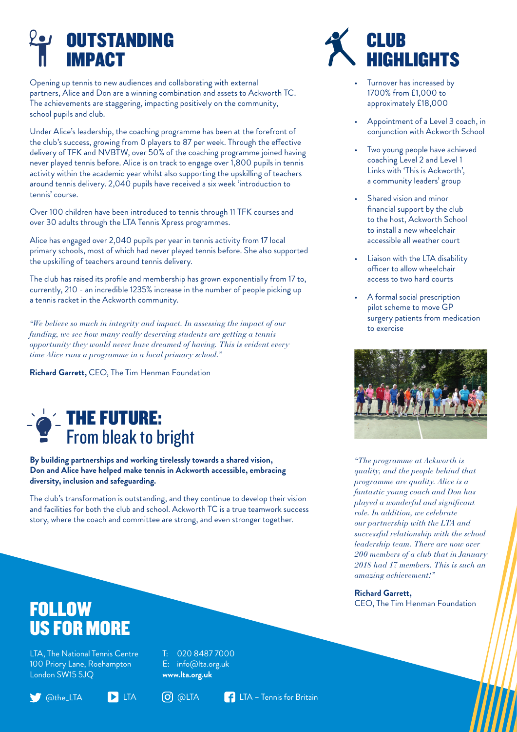# OUTSTANDING IMPACT

Opening up tennis to new audiences and collaborating with external partners, Alice and Don are a winning combination and assets to Ackworth TC. The achievements are staggering, impacting positively on the community, school pupils and club.

Under Alice's leadership, the coaching programme has been at the forefront of the club's success, growing from 0 players to 87 per week. Through the effective delivery of TFK and NVBTW, over 50% of the coaching programme joined having never played tennis before. Alice is on track to engage over 1,800 pupils in tennis activity within the academic year whilst also supporting the upskilling of teachers around tennis delivery. 2,040 pupils have received a six week 'introduction to tennis' course.

Over 100 children have been introduced to tennis through 11 TFK courses and over 30 adults through the LTA Tennis Xpress programmes.

Alice has engaged over 2,040 pupils per year in tennis activity from 17 local primary schools, most of which had never played tennis before. She also supported the upskilling of teachers around tennis delivery.

The club has raised its profile and membership has grown exponentially from 17 to, currently, 210 - an incredible 1235% increase in the number of people picking up a tennis racket in the Ackworth community.

*"We believe so much in integrity and impact. In assessing the impact of our funding, we see how many really deserving students are getting a tennis opportunity they would never have dreamed of having. This is evident every time Alice runs a programme in a local primary school."*

**Richard Garrett,** CEO, The Tim Henman Foundation

# THE FUTURE: From bleak to bright

**By building partnerships and working tirelessly towards a shared vision, Don and Alice have helped make tennis in Ackworth accessible, embracing diversity, inclusion and safeguarding.**

The club's transformation is outstanding, and they continue to develop their vision and facilities for both the club and school. Ackworth TC is a true teamwork success story, where the coach and committee are strong, and even stronger together.

# CLUB HIGHLIGHTS

- Turnover has increased by 1700% from £1,000 to approximately £18,000
- Appointment of a Level 3 coach, in conjunction with Ackworth School
- Two young people have achieved coaching Level 2 and Level 1 Links with 'This is Ackworth', a community leaders' group
- Shared vision and minor financial support by the club to the host, Ackworth School to install a new wheelchair accessible all weather court
- Liaison with the LTA disability officer to allow wheelchair access to two hard courts
- A formal social prescription pilot scheme to move GP surgery patients from medication to exercise

*"The programme at Ackworth is quality, and the people behind that programme are quality. Alice is a fantastic young coach and Don has played a wonderful and significant role. In addition, we celebrate our partnership with the LTA and successful relationship with the school leadership team. There are now over 200 members of a club that in January 2018 had 17 members. This is such an amazing achievement!"*

**Richard Garrett,**
CEO, The Tim Henman Foundation

# FOLLOW US FOR MORE

LTA, The National Tennis Centre
100 Priory Lane, Roehampton
London SW15 5JQ

T: 020 8487 7000
E: info@lta.org.uk
**www.lta.org.uk**

@the_LTA  LTA  @LTA  LTA – Tennis for Britain